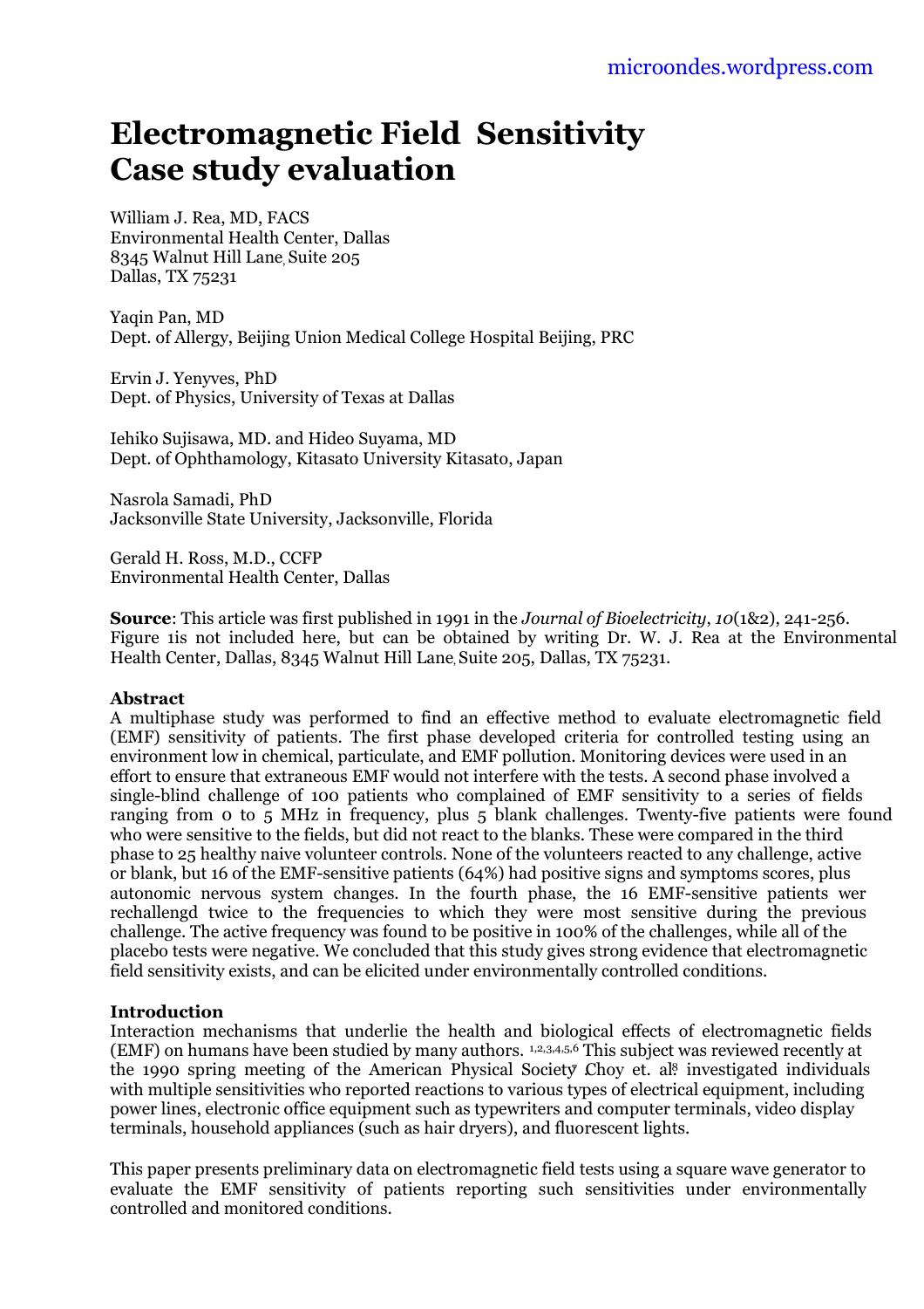microondes.wordpress.com

# Electromagnetic Field Sensitivity Case study evaluation

William J. Rea, MD, FACS
Environmental Health Center, Dallas
8345 Walnut Hill Lane, Suite 205
Dallas, TX 75231

Yaqin Pan, MD
Dept. of Allergy, Beijing Union Medical College Hospital Beijing, PRC

Ervin J. Yenyves, PhD
Dept. of Physics, University of Texas at Dallas

Iehiko Sujisawa, MD. and Hideo Suyama, MD
Dept. of Ophthamology, Kitasato University Kitasato, Japan

Nasrola Samadi, PhD
Jacksonville State University, Jacksonville, Florida

Gerald H. Ross, M.D., CCFP
Environmental Health Center, Dallas

**Source**: This article was first published in 1991 in the *Journal of Bioelectricity*, *10*(1&2), 241-256. Figure 1is not included here, but can be obtained by writing Dr. W. J. Rea at the Environmental Health Center, Dallas, 8345 Walnut Hill Lane, Suite 205, Dallas, TX 75231.

**Abstract**

A multiphase study was performed to find an effective method to evaluate electromagnetic field (EMF) sensitivity of patients. The first phase developed criteria for controlled testing using an environment low in chemical, particulate, and EMF pollution. Monitoring devices were used in an effort to ensure that extraneous EMF would not interfere with the tests. A second phase involved a single-blind challenge of 100 patients who complained of EMF sensitivity to a series of fields ranging from 0 to 5 MHz in frequency, plus 5 blank challenges. Twenty-five patients were found who were sensitive to the fields, but did not react to the blanks. These were compared in the third phase to 25 healthy naive volunteer controls. None of the volunteers reacted to any challenge, active or blank, but 16 of the EMF-sensitive patients (64%) had positive signs and symptoms scores, plus autonomic nervous system changes. In the fourth phase, the 16 EMF-sensitive patients wer rechallengd twice to the frequencies to which they were most sensitive during the previous challenge. The active frequency was found to be positive in 100% of the challenges, while all of the placebo tests were negative. We concluded that this study gives strong evidence that electromagnetic field sensitivity exists, and can be elicited under environmentally controlled conditions.

**Introduction**

Interaction mechanisms that underlie the health and biological effects of electromagnetic fields (EMF) on humans have been studied by many authors.[1,2,3,4,5,6] This subject was reviewed recently at the 1990 spring meeting of the American Physical Society[7] Choy et. al[8] investigated individuals with multiple sensitivities who reported reactions to various types of electrical equipment, including power lines, electronic office equipment such as typewriters and computer terminals, video display terminals, household appliances (such as hair dryers), and fluorescent lights.

This paper presents preliminary data on electromagnetic field tests using a square wave generator to evaluate the EMF sensitivity of patients reporting such sensitivities under environmentally controlled and monitored conditions.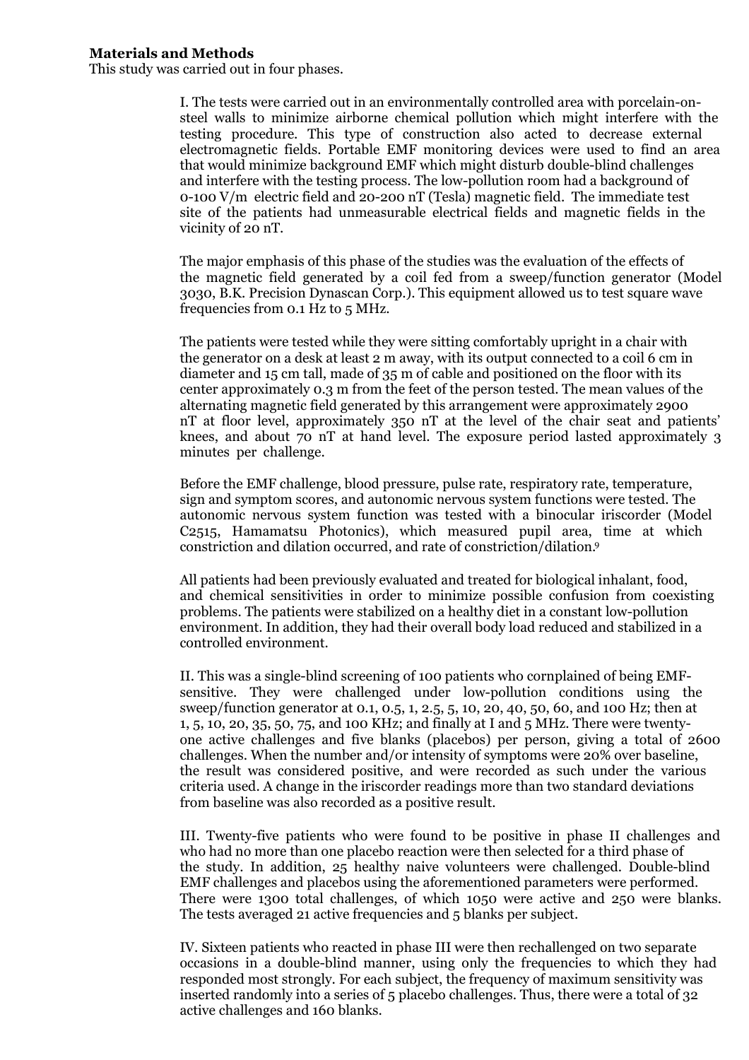**Materials and Methods**

This study was carried out in four phases.

I. The tests were carried out in an environmentally controlled area with porcelain-on-steel walls to minimize airborne chemical pollution which might interfere with the testing procedure. This type of construction also acted to decrease external electromagnetic fields. Portable EMF monitoring devices were used to find an area that would minimize background EMF which might disturb double-blind challenges and interfere with the testing process. The low-pollution room had a background of 0-100 V/m electric field and 20-200 nT (Tesla) magnetic field. The immediate test site of the patients had unmeasurable electrical fields and magnetic fields in the vicinity of 20 nT.

The major emphasis of this phase of the studies was the evaluation of the effects of the magnetic field generated by a coil fed from a sweep/function generator (Model 3030, B.K. Precision Dynascan Corp.). This equipment allowed us to test square wave frequencies from 0.1 Hz to 5 MHz.

The patients were tested while they were sitting comfortably upright in a chair with the generator on a desk at least 2 m away, with its output connected to a coil 6 cm in diameter and 15 cm tall, made of 35 m of cable and positioned on the floor with its center approximately 0.3 m from the feet of the person tested. The mean values of the alternating magnetic field generated by this arrangement were approximately 2900 nT at floor level, approximately 350 nT at the level of the chair seat and patients' knees, and about 70 nT at hand level. The exposure period lasted approximately 3 minutes per challenge.

Before the EMF challenge, blood pressure, pulse rate, respiratory rate, temperature, sign and symptom scores, and autonomic nervous system functions were tested. The autonomic nervous system function was tested with a binocular iriscorder (Model C2515, Hamamatsu Photonics), which measured pupil area, time at which constriction and dilation occurred, and rate of constriction/dilation.[9]

All patients had been previously evaluated and treated for biological inhalant, food, and chemical sensitivities in order to minimize possible confusion from coexisting problems. The patients were stabilized on a healthy diet in a constant low-pollution environment. In addition, they had their overall body load reduced and stabilized in a controlled environment.

II. This was a single-blind screening of 100 patients who cornplained of being EMF-sensitive. They were challenged under low-pollution conditions using the sweep/function generator at 0.1, 0.5, 1, 2.5, 5, 10, 20, 40, 50, 60, and 100 Hz; then at 1, 5, 10, 20, 35, 50, 75, and 100 KHz; and finally at I and 5 MHz. There were twenty-one active challenges and five blanks (placebos) per person, giving a total of 2600 challenges. When the number and/or intensity of symptoms were 20% over baseline, the result was considered positive, and were recorded as such under the various criteria used. A change in the iriscorder readings more than two standard deviations from baseline was also recorded as a positive result.

III. Twenty-five patients who were found to be positive in phase II challenges and who had no more than one placebo reaction were then selected for a third phase of the study. In addition, 25 healthy naive volunteers were challenged. Double-blind EMF challenges and placebos using the aforementioned parameters were performed. There were 1300 total challenges, of which 1050 were active and 250 were blanks. The tests averaged 21 active frequencies and 5 blanks per subject.

IV. Sixteen patients who reacted in phase III were then rechallenged on two separate occasions in a double-blind manner, using only the frequencies to which they had responded most strongly. For each subject, the frequency of maximum sensitivity was inserted randomly into a series of 5 placebo challenges. Thus, there were a total of 32 active challenges and 160 blanks.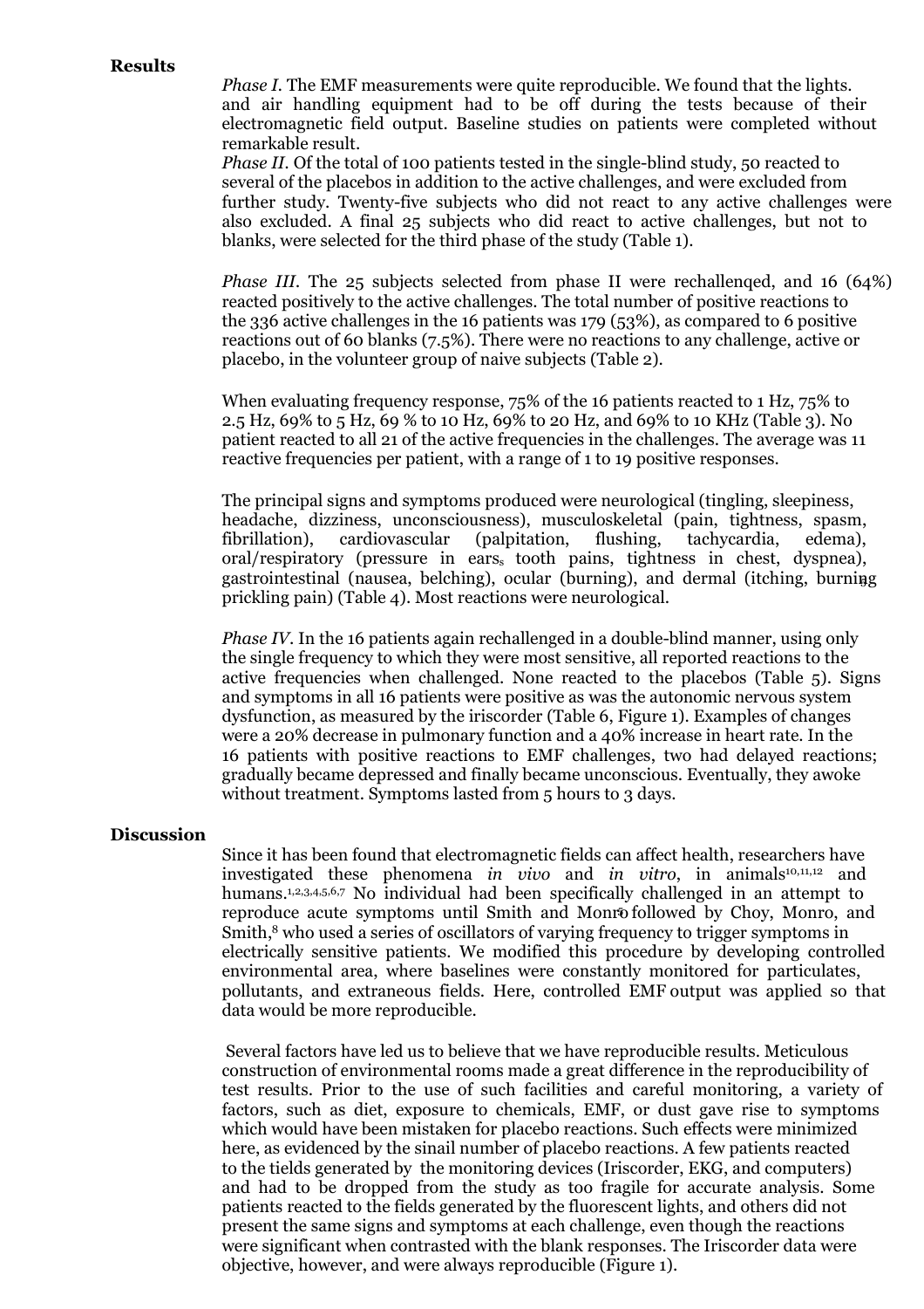## Results

*Phase I.* The EMF measurements were quite reproducible. We found that the lights. and air handling equipment had to be off during the tests because of their electromagnetic field output. Baseline studies on patients were completed without remarkable result.

*Phase II.* Of the total of 100 patients tested in the single-blind study, 50 reacted to several of the placebos in addition to the active challenges, and were excluded from further study. Twenty-five subjects who did not react to any active challenges were also excluded. A final 25 subjects who did react to active challenges, but not to blanks, were selected for the third phase of the study (Table 1).

*Phase III.* The 25 subjects selected from phase II were rechallenqed, and 16 (64%) reacted positively to the active challenges. The total number of positive reactions to the 336 active challenges in the 16 patients was 179 (53%), as compared to 6 positive reactions out of 60 blanks (7.5%). There were no reactions to any challenge, active or placebo, in the volunteer group of naive subjects (Table 2).

When evaluating frequency response, 75% of the 16 patients reacted to 1 Hz, 75% to 2.5 Hz, 69% to 5 Hz, 69 % to 10 Hz, 69% to 20 Hz, and 69% to 10 KHz (Table 3). No patient reacted to all 21 of the active frequencies in the challenges. The average was 11 reactive frequencies per patient, with a range of 1 to 19 positive responses.

The principal signs and symptoms produced were neurological (tingling, sleepiness, headache, dizziness, unconsciousness), musculoskeletal (pain, tightness, spasm, fibrillation), cardiovascular (palpitation, flushing, tachycardia, edema), oral/respiratory (pressure in ears, tooth pains, tightness in chest, dyspnea), gastrointestinal (nausea, belching), ocular (burning), and dermal (itching, burning prickling pain) (Table 4). Most reactions were neurological.

*Phase IV.* In the 16 patients again rechallenged in a double-blind manner, using only the single frequency to which they were most sensitive, all reported reactions to the active frequencies when challenged. None reacted to the placebos (Table 5). Signs and symptoms in all 16 patients were positive as was the autonomic nervous system dysfunction, as measured by the iriscorder (Table 6, Figure 1). Examples of changes were a 20% decrease in pulmonary function and a 40% increase in heart rate. In the 16 patients with positive reactions to EMF challenges, two had delayed reactions; gradually became depressed and finally became unconscious. Eventually, they awoke without treatment. Symptoms lasted from 5 hours to 3 days.

## Discussion

Since it has been found that electromagnetic fields can affect health, researchers have investigated these phenomena *in vivo* and *in vitro*, in animals[10,11,12] and humans.[1,2,3,4,5,6,7] No individual had been specifically challenged in an attempt to reproduce acute symptoms until Smith and Monro[6] followed by Choy, Monro, and Smith,[8] who used a series of oscillators of varying frequency to trigger symptoms in electrically sensitive patients. We modified this procedure by developing controlled environmental area, where baselines were constantly monitored for particulates, pollutants, and extraneous fields. Here, controlled EMF output was applied so that data would be more reproducible.

Several factors have led us to believe that we have reproducible results. Meticulous construction of environmental rooms made a great difference in the reproducibility of test results. Prior to the use of such facilities and careful monitoring, a variety of factors, such as diet, exposure to chemicals, EMF, or dust gave rise to symptoms which would have been mistaken for placebo reactions. Such effects were minimized here, as evidenced by the sinail number of placebo reactions. A few patients reacted to the tields generated by the monitoring devices (Iriscorder, EKG, and computers) and had to be dropped from the study as too fragile for accurate analysis. Some patients reacted to the fields generated by the fluorescent lights, and others did not present the same signs and symptoms at each challenge, even though the reactions were significant when contrasted with the blank responses. The Iriscorder data were objective, however, and were always reproducible (Figure 1).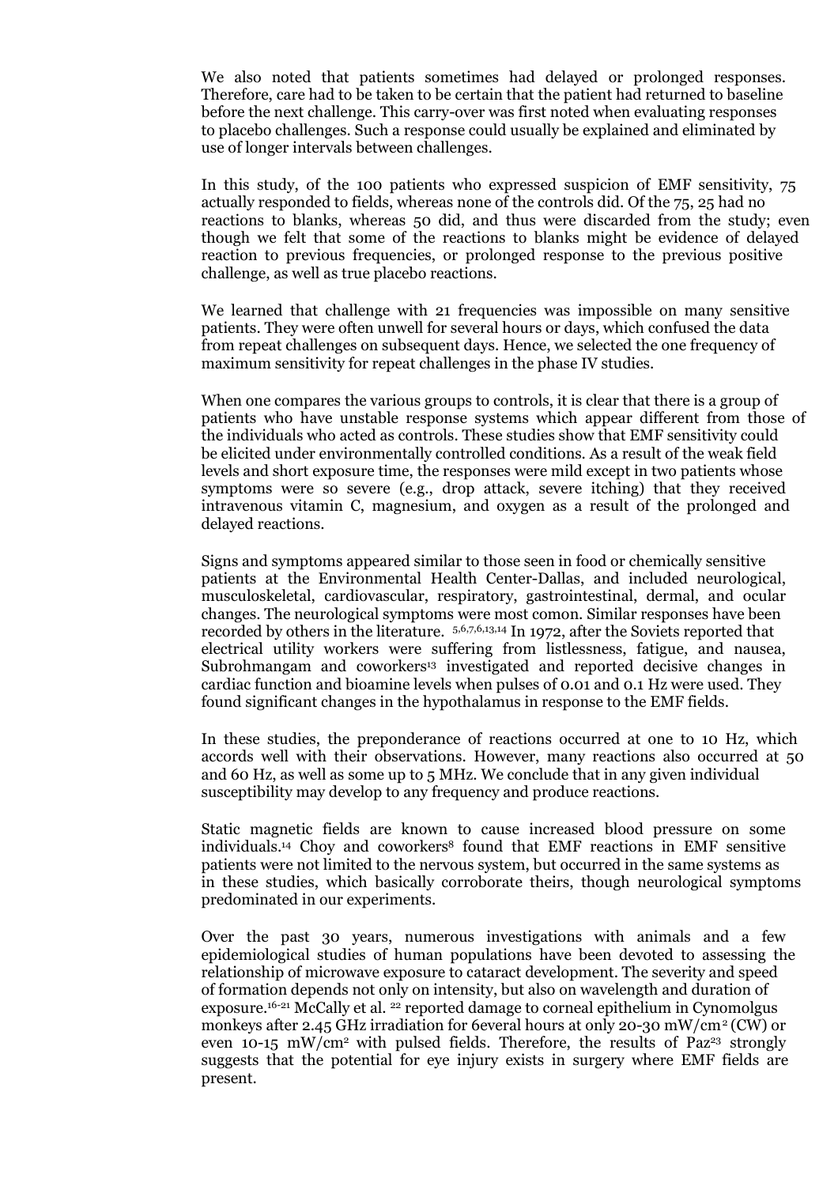We also noted that patients sometimes had delayed or prolonged responses. Therefore, care had to be taken to be certain that the patient had returned to baseline before the next challenge. This carry-over was first noted when evaluating responses to placebo challenges. Such a response could usually be explained and eliminated by use of longer intervals between challenges.

In this study, of the 100 patients who expressed suspicion of EMF sensitivity, 75 actually responded to fields, whereas none of the controls did. Of the 75, 25 had no reactions to blanks, whereas 50 did, and thus were discarded from the study; even though we felt that some of the reactions to blanks might be evidence of delayed reaction to previous frequencies, or prolonged response to the previous positive challenge, as well as true placebo reactions.

We learned that challenge with 21 frequencies was impossible on many sensitive patients. They were often unwell for several hours or days, which confused the data from repeat challenges on subsequent days. Hence, we selected the one frequency of maximum sensitivity for repeat challenges in the phase IV studies.

When one compares the various groups to controls, it is clear that there is a group of patients who have unstable response systems which appear different from those of the individuals who acted as controls. These studies show that EMF sensitivity could be elicited under environmentally controlled conditions. As a result of the weak field levels and short exposure time, the responses were mild except in two patients whose symptoms were so severe (e.g., drop attack, severe itching) that they received intravenous vitamin C, magnesium, and oxygen as a result of the prolonged and delayed reactions.

Signs and symptoms appeared similar to those seen in food or chemically sensitive patients at the Environmental Health Center-Dallas, and included neurological, musculoskeletal, cardiovascular, respiratory, gastrointestinal, dermal, and ocular changes. The neurological symptoms were most comon. Similar responses have been recorded by others in the literature. [5,6,7,6,13,14] In 1972, after the Soviets reported that electrical utility workers were suffering from listlessness, fatigue, and nausea, Subrohmangam and coworkers[13] investigated and reported decisive changes in cardiac function and bioamine levels when pulses of 0.01 and 0.1 Hz were used. They found significant changes in the hypothalamus in response to the EMF fields.

In these studies, the preponderance of reactions occurred at one to 10 Hz, which accords well with their observations. However, many reactions also occurred at 50 and 60 Hz, as well as some up to 5 MHz. We conclude that in any given individual susceptibility may develop to any frequency and produce reactions.

Static magnetic fields are known to cause increased blood pressure on some individuals.[14] Choy and coworkers[8] found that EMF reactions in EMF sensitive patients were not limited to the nervous system, but occurred in the same systems as in these studies, which basically corroborate theirs, though neurological symptoms predominated in our experiments.

Over the past 30 years, numerous investigations with animals and a few epidemiological studies of human populations have been devoted to assessing the relationship of microwave exposure to cataract development. The severity and speed of formation depends not only on intensity, but also on wavelength and duration of exposure.[16-21] McCally et al. [22] reported damage to corneal epithelium in Cynomolgus monkeys after 2.45 GHz irradiation for 6everal hours at only 20-30 $mW/cm^2$ (CW) or even 10-15 $mW/cm^2$ with pulsed fields. Therefore, the results of Paz[23] strongly suggests that the potential for eye injury exists in surgery where EMF fields are present.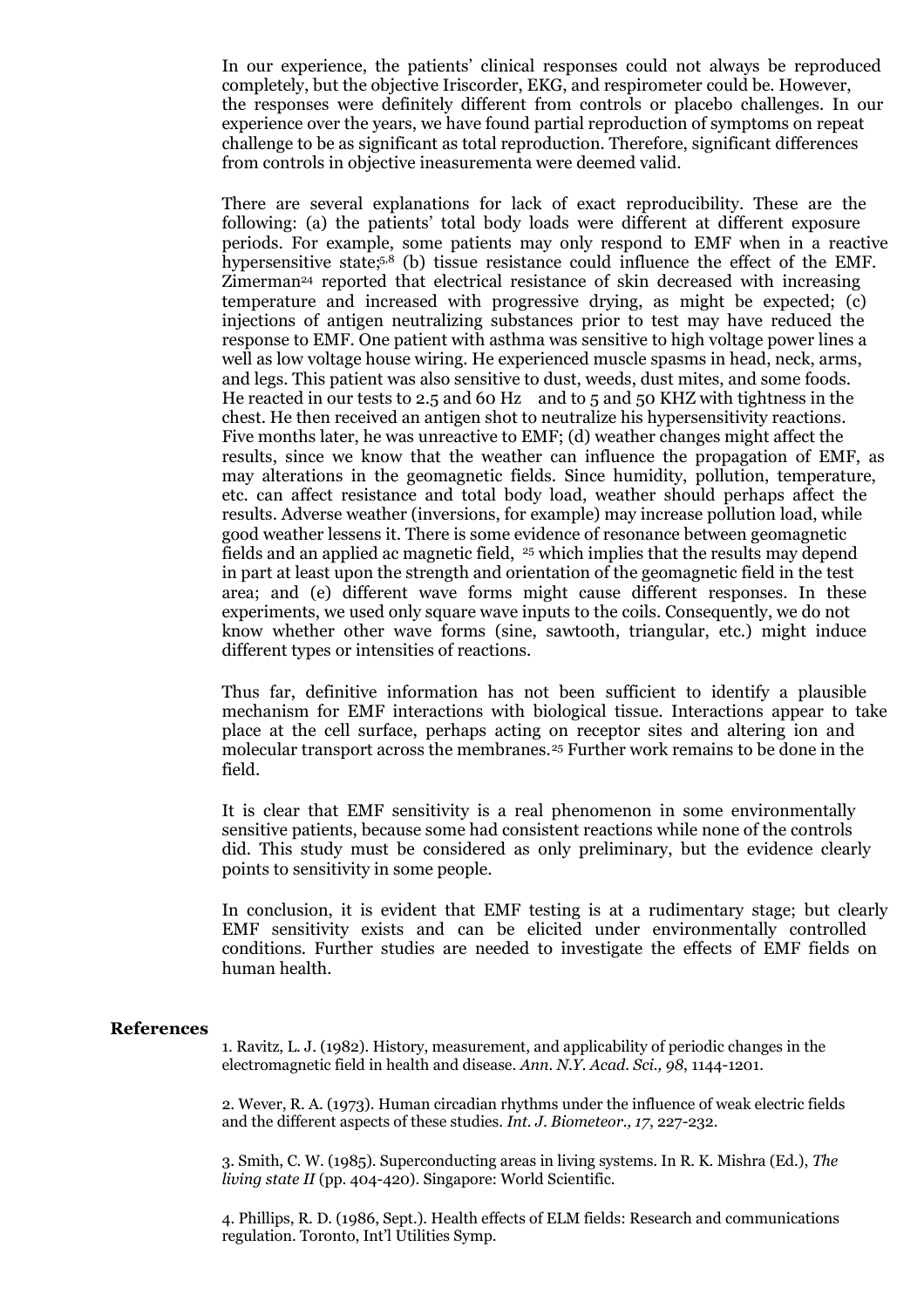In our experience, the patients' clinical responses could not always be reproduced completely, but the objective Iriscorder, EKG, and respirometer could be. However, the responses were definitely different from controls or placebo challenges. In our experience over the years, we have found partial reproduction of symptoms on repeat challenge to be as significant as total reproduction. Therefore, significant differences from controls in objective ineasurementa were deemed valid.

There are several explanations for lack of exact reproducibility. These are the following: (a) the patients' total body loads were different at different exposure periods. For example, some patients may only respond to EMF when in a reactive hypersensitive state;[5,8] (b) tissue resistance could influence the effect of the EMF. Zimerman[24] reported that electrical resistance of skin decreased with increasing temperature and increased with progressive drying, as might be expected; (c) injections of antigen neutralizing substances prior to test may have reduced the response to EMF. One patient with asthma was sensitive to high voltage power lines a well as low voltage house wiring. He experienced muscle spasms in head, neck, arms, and legs. This patient was also sensitive to dust, weeds, dust mites, and some foods. He reacted in our tests to 2.5 and 60 Hz and to 5 and 50 KHZ with tightness in the chest. He then received an antigen shot to neutralize his hypersensitivity reactions. Five months later, he was unreactive to EMF; (d) weather changes might affect the results, since we know that the weather can influence the propagation of EMF, as may alterations in the geomagnetic fields. Since humidity, pollution, temperature, etc. can affect resistance and total body load, weather should perhaps affect the results. Adverse weather (inversions, for example) may increase pollution load, while good weather lessens it. There is some evidence of resonance between geomagnetic fields and an applied ac magnetic field, [25] which implies that the results may depend in part at least upon the strength and orientation of the geomagnetic field in the test area; and (e) different wave forms might cause different responses. In these experiments, we used only square wave inputs to the coils. Consequently, we do not know whether other wave forms (sine, sawtooth, triangular, etc.) might induce different types or intensities of reactions.

Thus far, definitive information has not been sufficient to identify a plausible mechanism for EMF interactions with biological tissue. Interactions appear to take place at the cell surface, perhaps acting on receptor sites and altering ion and molecular transport across the membranes.[25] Further work remains to be done in the field.

It is clear that EMF sensitivity is a real phenomenon in some environmentally sensitive patients, because some had consistent reactions while none of the controls did. This study must be considered as only preliminary, but the evidence clearly points to sensitivity in some people.

In conclusion, it is evident that EMF testing is at a rudimentary stage; but clearly EMF sensitivity exists and can be elicited under environmentally controlled conditions. Further studies are needed to investigate the effects of EMF fields on human health.

## References

1. Ravitz, L. J. (1982). History, measurement, and applicability of periodic changes in the electromagnetic field in health and disease. *Ann. N.Y. Acad. Sci., 98*, 1144-1201.

2. Wever, R. A. (1973). Human circadian rhythms under the influence of weak electric fields and the different aspects of these studies. *Int. J. Biometeor., 17*, 227-232.

3. Smith, C. W. (1985). Superconducting areas in living systems. In R. K. Mishra (Ed.), *The living state II* (pp. 404-420). Singapore: World Scientific.

4. Phillips, R. D. (1986, Sept.). Health effects of ELM fields: Research and communications regulation. Toronto, Int'l Utilities Symp.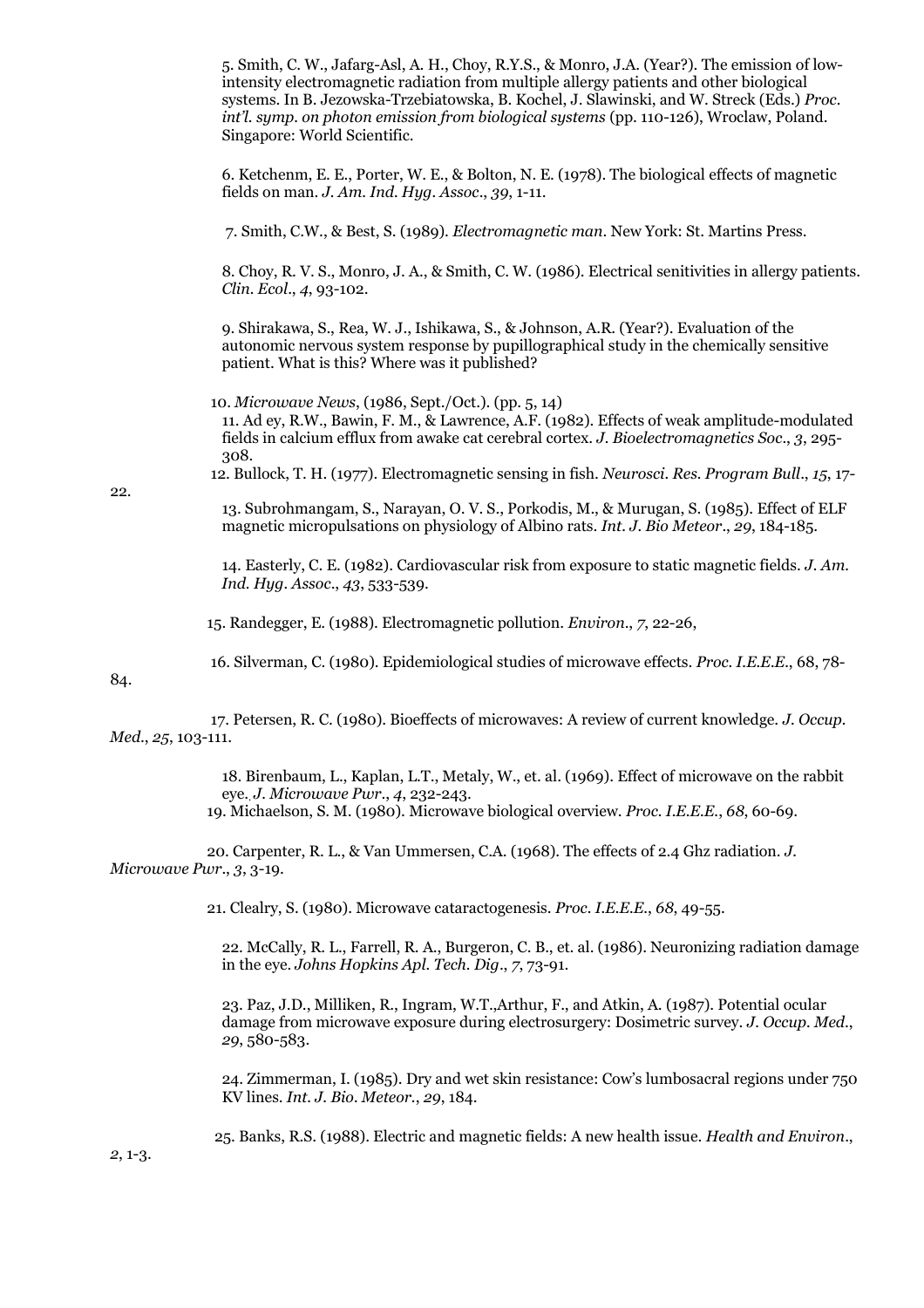5. Smith, C. W., Jafarg-Asl, A. H., Choy, R.Y.S., & Monro, J.A. (Year?). The emission of low-intensity electromagnetic radiation from multiple allergy patients and other biological systems. In B. Jezowska-Trzebiatowska, B. Kochel, J. Slawinski, and W. Streck (Eds.) *Proc. int'l. symp. on photon emission from biological systems* (pp. 110-126), Wroclaw, Poland. Singapore: World Scientific.

6. Ketchenm, E. E., Porter, W. E., & Bolton, N. E. (1978). The biological effects of magnetic fields on man. *J. Am. Ind. Hyg. Assoc.*, *39*, 1-11.

7. Smith, C.W., & Best, S. (1989). *Electromagnetic man*. New York: St. Martins Press.

8. Choy, R. V. S., Monro, J. A., & Smith, C. W. (1986). Electrical senitivities in allergy patients. *Clin. Ecol.*, *4*, 93-102.

9. Shirakawa, S., Rea, W. J., Ishikawa, S., & Johnson, A.R. (Year?). Evaluation of the autonomic nervous system response by pupillographical study in the chemically sensitive patient. What is this? Where was it published?

10. *Microwave News*, (1986, Sept./Oct.). (pp. 5, 14)

11. Ad ey, R.W., Bawin, F. M., & Lawrence, A.F. (1982). Effects of weak amplitude-modulated fields in calcium efflux from awake cat cerebral cortex. *J. Bioelectromagnetics Soc.*, *3*, 295-308.

12. Bullock, T. H. (1977). Electromagnetic sensing in fish. *Neurosci. Res. Program Bull.*, *15*, 17-22.

13. Subrohmangam, S., Narayan, O. V. S., Porkodis, M., & Murugan, S. (1985). Effect of ELF magnetic micropulsations on physiology of Albino rats. *Int. J. Bio Meteor.*, *29*, 184-185.

14. Easterly, C. E. (1982). Cardiovascular risk from exposure to static magnetic fields. *J. Am. Ind. Hyg. Assoc.*, *43*, 533-539.

15. Randegger, E. (1988). Electromagnetic pollution. *Environ.*, *7*, 22-26,

16. Silverman, C. (1980). Epidemiological studies of microwave effects. *Proc. I.E.E.E.*, 68, 78-84.

17. Petersen, R. C. (1980). Bioeffects of microwaves: A review of current knowledge. *J. Occup. Med.*, *25*, 103-111.

18. Birenbaum, L., Kaplan, L.T., Metaly, W., et. al. (1969). Effect of microwave on the rabbit eye. *J. Microwave Pwr.*, *4*, 232-243.

19. Michaelson, S. M. (1980). Microwave biological overview. *Proc. I.E.E.E.*, *68*, 60-69.

20. Carpenter, R. L., & Van Ummersen, C.A. (1968). The effects of 2.4 Ghz radiation. *J. Microwave Pwr.*, *3*, 3-19.

21. Clealry, S. (1980). Microwave cataractogenesis. *Proc. I.E.E.E.*, *68*, 49-55.

22. McCally, R. L., Farrell, R. A., Burgeron, C. B., et. al. (1986). Neuronizing radiation damage in the eye. *Johns Hopkins Apl. Tech. Dig.*, *7*, 73-91.

23. Paz, J.D., Milliken, R., Ingram, W.T.,Arthur, F., and Atkin, A. (1987). Potential ocular damage from microwave exposure during electrosurgery: Dosimetric survey. *J. Occup. Med.*, *29*, 580-583.

24. Zimmerman, I. (1985). Dry and wet skin resistance: Cow's lumbosacral regions under 750 KV lines. *Int. J. Bio. Meteor.*, *29*, 184.

25. Banks, R.S. (1988). Electric and magnetic fields: A new health issue. *Health and Environ.*, *2*, 1-3.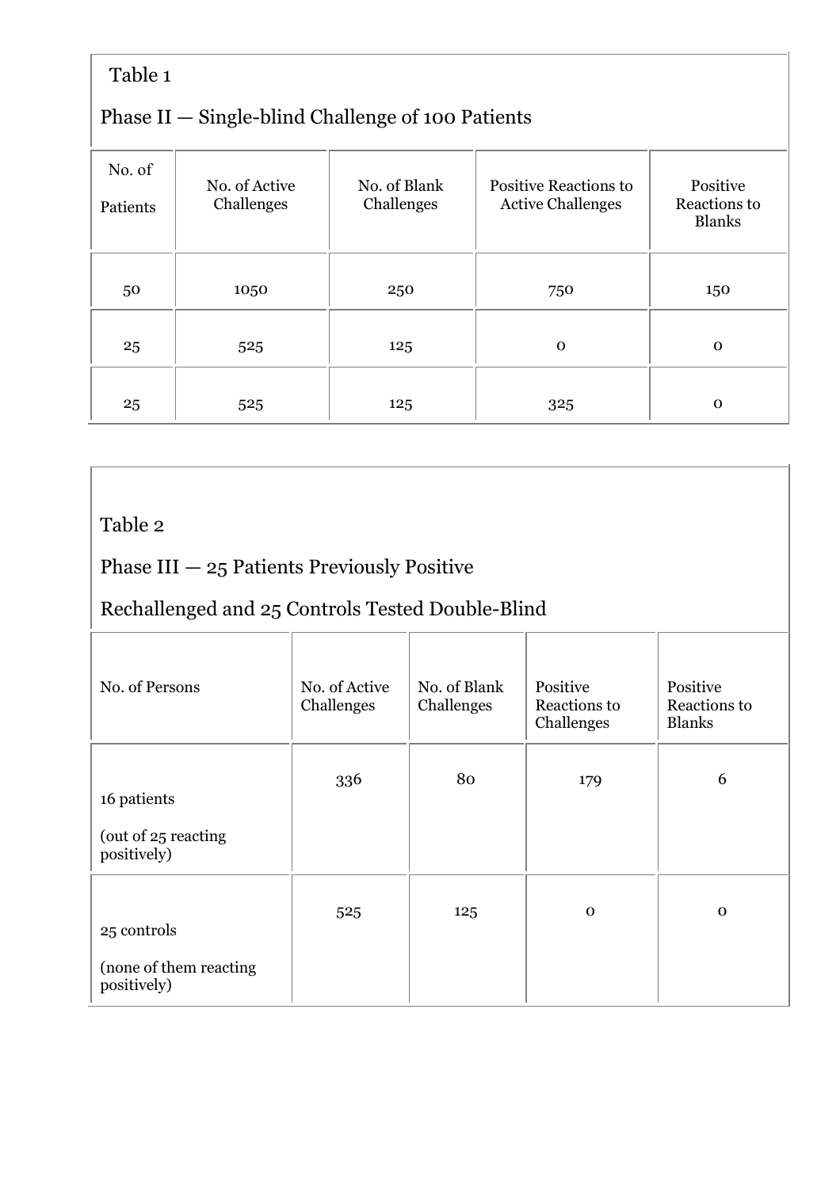Table 1

Phase II — Single-blind Challenge of 100 Patients

| No. of Patients | No. of Active Challenges | No. of Blank Challenges | Positive Reactions to Active Challenges | Positive Reactions to Blanks |
|---|---|---|---|---|
| 50 | 1050 | 250 | 750 | 150 |
| 25 | 525 | 125 | 0 | 0 |
| 25 | 525 | 125 | 325 | 0 |

Table 2

Phase III — 25 Patients Previously Positive

Rechallenged and 25 Controls Tested Double-Blind

| No. of Persons | No. of Active Challenges | No. of Blank Challenges | Positive Reactions to Challenges | Positive Reactions to Blanks |
|---|---|---|---|---|
| 16 patients (out of 25 reacting positively) | 336 | 80 | 179 | 6 |
| 25 controls (none of them reacting positively) | 525 | 125 | 0 | 0 |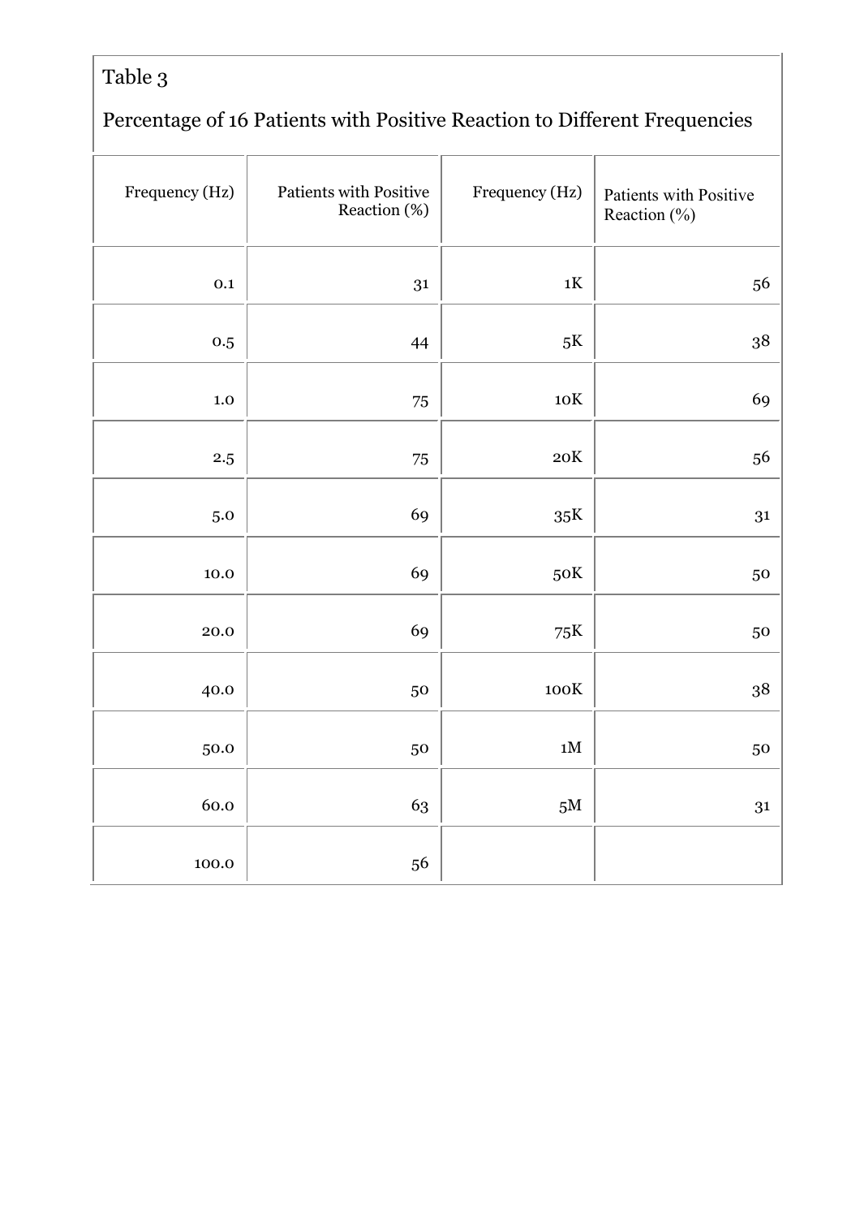Table 3

Percentage of 16 Patients with Positive Reaction to Different Frequencies

| Frequency (Hz) | Patients with Positive Reaction (%) | Frequency (Hz) | Patients with Positive Reaction (%) |
|---|---|---|---|
| 0.1 | 31 | 1K | 56 |
| 0.5 | 44 | 5K | 38 |
| 1.0 | 75 | 10K | 69 |
| 2.5 | 75 | 20K | 56 |
| 5.0 | 69 | 35K | 31 |
| 10.0 | 69 | 50K | 50 |
| 20.0 | 69 | 75K | 50 |
| 40.0 | 50 | 100K | 38 |
| 50.0 | 50 | 1M | 50 |
| 60.0 | 63 | 5M | 31 |
| 100.0 | 56 | | |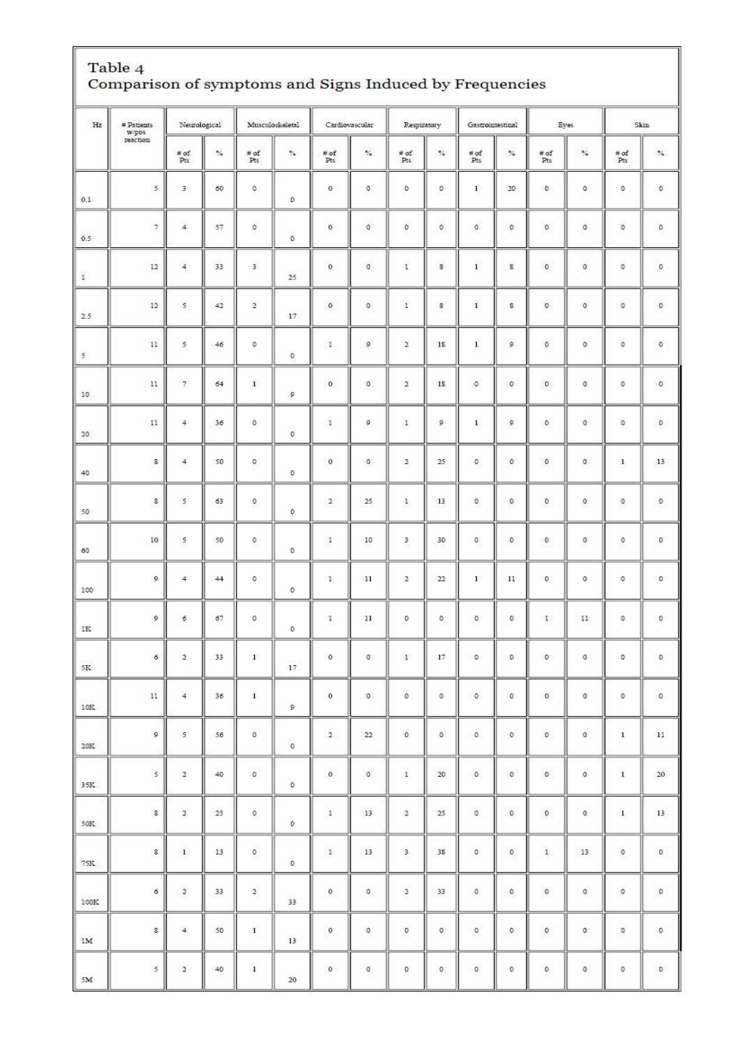## Table 4
### Comparison of symptoms and Signs Induced by Frequencies

| Hz | # Patients w/pos reaction | Neurological | | Musculoskeletal | | Cardiovascular | | Respiratory | | Gastrointestinal | | Eyes | | Skin | |
|---|---|---|---|---|---|---|---|---|---|---|---|---|---|---|---|
| | | # of Pts | % | # of Pts | % | # of Pts | % | # of Pts | % | # of Pts | % | # of Pts | % | # of Pts | % |
| 0.1 | 5 | 3 | 60 | 0 | 0 | 0 | 0 | 0 | 0 | 1 | 20 | 0 | 0 | 0 | 0 |
| 0.5 | 7 | 4 | 57 | 0 | 0 | 0 | 0 | 0 | 0 | 0 | 0 | 0 | 0 | 0 | 0 |
| 1 | 12 | 4 | 33 | 3 | 25 | 0 | 0 | 1 | 8 | 1 | 8 | 0 | 0 | 0 | 0 |
| 2.5 | 12 | 5 | 42 | 2 | 17 | 0 | 0 | 1 | 8 | 1 | 8 | 0 | 0 | 0 | 0 |
| 5 | 11 | 5 | 46 | 0 | 0 | 1 | 9 | 2 | 18 | 1 | 9 | 0 | 0 | 0 | 0 |
| 10 | 11 | 7 | 64 | 1 | 9 | 0 | 0 | 2 | 18 | 0 | 0 | 0 | 0 | 0 | 0 |
| 20 | 11 | 4 | 36 | 0 | 0 | 1 | 9 | 1 | 9 | 1 | 9 | 0 | 0 | 0 | 0 |
| 40 | 8 | 4 | 50 | 0 | 0 | 0 | 0 | 2 | 25 | 0 | 0 | 0 | 0 | 1 | 13 |
| 50 | 8 | 5 | 63 | 0 | 0 | 2 | 25 | 1 | 13 | 0 | 0 | 0 | 0 | 0 | 0 |
| 60 | 10 | 5 | 50 | 0 | 0 | 1 | 10 | 3 | 30 | 0 | 0 | 0 | 0 | 0 | 0 |
| 100 | 9 | 4 | 44 | 0 | 0 | 1 | 11 | 2 | 22 | 1 | 11 | 0 | 0 | 0 | 0 |
| 1K | 9 | 6 | 67 | 0 | 0 | 1 | 11 | 0 | 0 | 0 | 0 | 1 | 11 | 0 | 0 |
| 5K | 6 | 2 | 33 | 1 | 17 | 0 | 0 | 1 | 17 | 0 | 0 | 0 | 0 | 0 | 0 |
| 10K | 11 | 4 | 36 | 1 | 9 | 0 | 0 | 0 | 0 | 0 | 0 | 0 | 0 | 0 | 0 |
| 20K | 9 | 5 | 56 | 0 | 0 | 2 | 22 | 0 | 0 | 0 | 0 | 0 | 0 | 1 | 11 |
| 35K | 5 | 2 | 40 | 0 | 0 | 0 | 0 | 1 | 20 | 0 | 0 | 0 | 0 | 1 | 20 |
| 50K | 8 | 2 | 25 | 0 | 0 | 1 | 13 | 2 | 25 | 0 | 0 | 0 | 0 | 1 | 13 |
| 75K | 8 | 1 | 13 | 0 | 0 | 1 | 13 | 3 | 38 | 0 | 0 | 1 | 13 | 0 | 0 |
| 100K | 6 | 2 | 33 | 2 | 33 | 0 | 0 | 2 | 33 | 0 | 0 | 0 | 0 | 0 | 0 |
| 1M | 8 | 4 | 50 | 1 | 13 | 0 | 0 | 0 | 0 | 0 | 0 | 0 | 0 | 0 | 0 |
| 5M | 5 | 2 | 40 | 1 | 20 | 0 | 0 | 0 | 0 | 0 | 0 | 0 | 0 | 0 | 0 |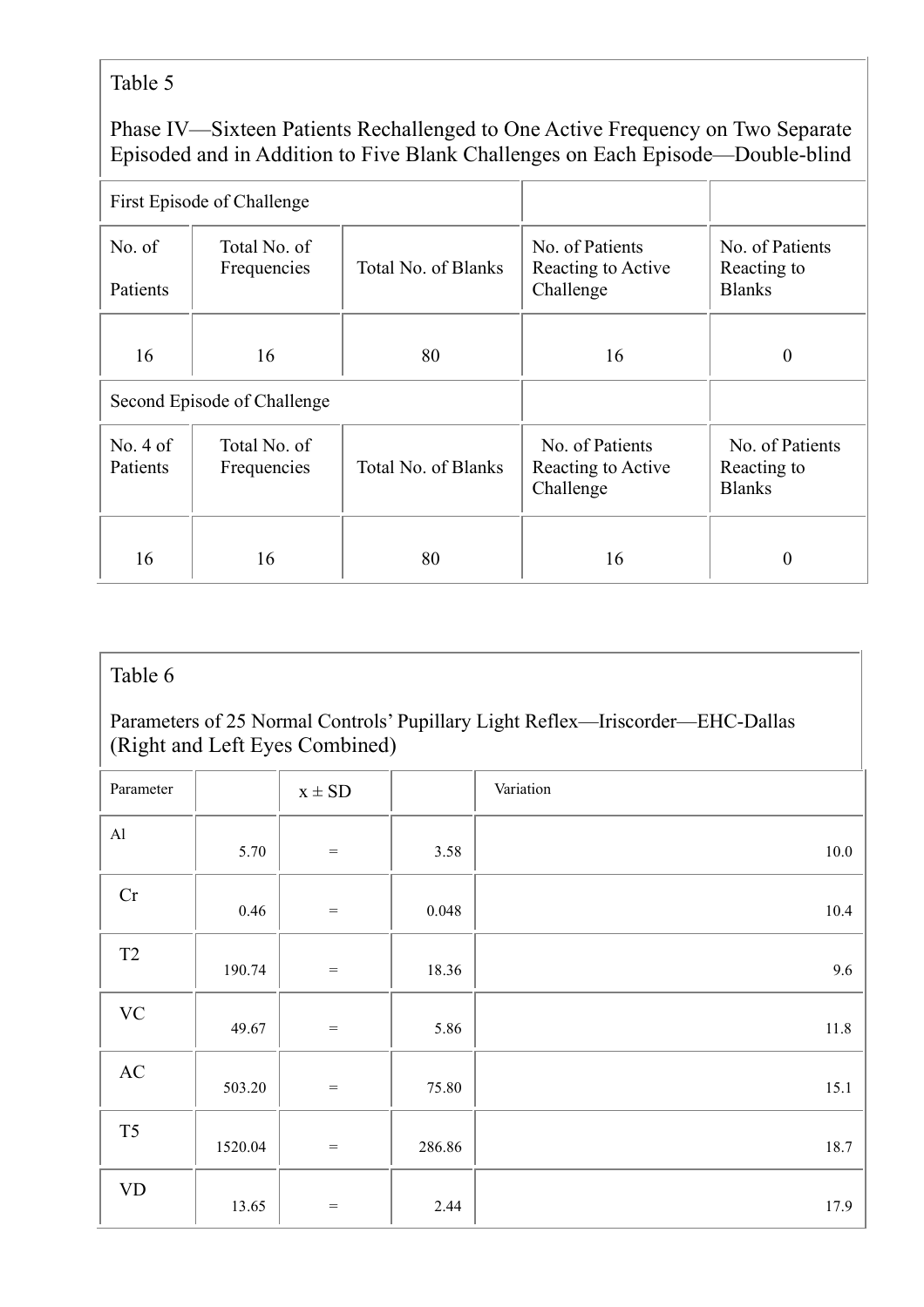Table 5

Phase IV—Sixteen Patients Rechallenged to One Active Frequency on Two Separate Episoded and in Addition to Five Blank Challenges on Each Episode—Double-blind

| First Episode of Challenge | | | | |
|---|---|---|---|---|
| No. of Patients | Total No. of Frequencies | Total No. of Blanks | No. of Patients Reacting to Active Challenge | No. of Patients Reacting to Blanks |
| 16 | 16 | 80 | 16 | 0 |
| **Second Episode of Challenge** | | | | |
| No. 4 of Patients | Total No. of Frequencies | Total No. of Blanks | No. of Patients Reacting to Active Challenge | No. of Patients Reacting to Blanks |
| 16 | 16 | 80 | 16 | 0 |

Table 6

Parameters of 25 Normal Controls' Pupillary Light Reflex—Iriscorder—EHC-Dallas (Right and Left Eyes Combined)

| Parameter | | x ± SD | | Variation |
|---|---|---|---|---|
| Al | 5.70 | = | 3.58 | 10.0 |
| Cr | 0.46 | = | 0.048 | 10.4 |
| T2 | 190.74 | = | 18.36 | 9.6 |
| VC | 49.67 | = | 5.86 | 11.8 |
| AC | 503.20 | = | 75.80 | 15.1 |
| T5 | 1520.04 | = | 286.86 | 18.7 |
| VD | 13.65 | = | 2.44 | 17.9 |